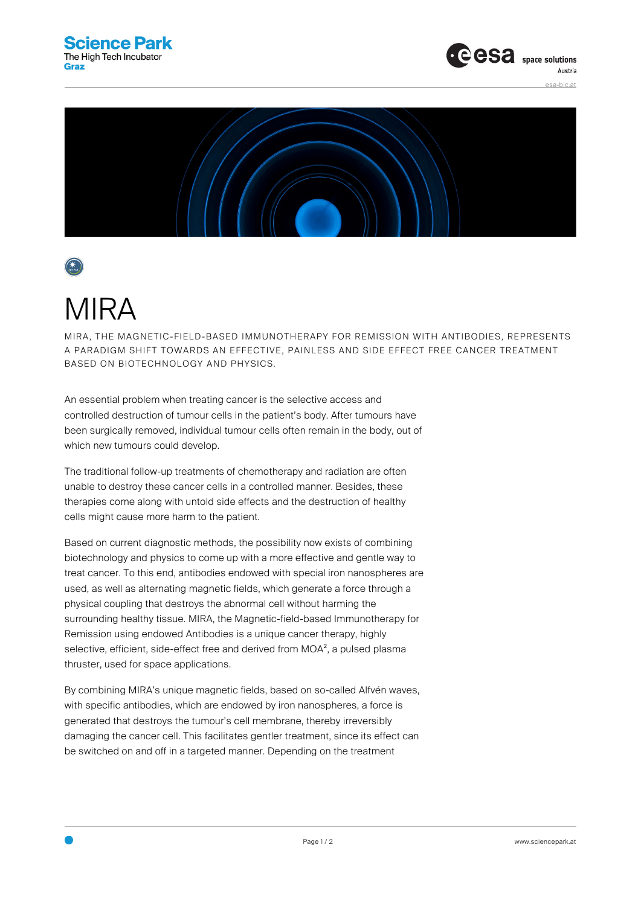# MIRA

MIRA, THE MAGNETIC-FIELD-BASED IMMUNOTHERAPY FOR REMISSION WITH ANTIBODIES, REPRESENTS A PARADIGM SHIFT TOWARDS AN EFFECTIVE, PAINLESS AND SIDE EFFECT FREE CANCER TREATMENT BASED ON BIOTECHNOLOGY AND PHYSICS.

An essential problem when treating cancer is the selective access and controlled destruction of tumour cells in the patient's body. After tumours have been surgically removed, individual tumour cells often remain in the body, out of which new tumours could develop.

The traditional follow-up treatments of chemotherapy and radiation are often unable to destroy these cancer cells in a controlled manner. Besides, these therapies come along with untold side effects and the destruction of healthy cells might cause more harm to the patient.

Based on current diagnostic methods, the possibility now exists of combining biotechnology and physics to come up with a more effective and gentle way to treat cancer. To this end, antibodies endowed with special iron nanospheres are used, as well as alternating magnetic fields, which generate a force through a physical coupling that destroys the abnormal cell without harming the surrounding healthy tissue. MIRA, the Magnetic-field-based Immunotherapy for Remission using endowed Antibodies is a unique cancer therapy, highly selective, efficient, side-effect free and derived from $MOA^2$, a pulsed plasma thruster, used for space applications.

By combining MIRA's unique magnetic fields, based on so-called Alfvén waves, with specific antibodies, which are endowed by iron nanospheres, a force is generated that destroys the tumour's cell membrane, thereby irreversibly damaging the cancer cell. This facilitates gentler treatment, since its effect can be switched on and off in a targeted manner. Depending on the treatment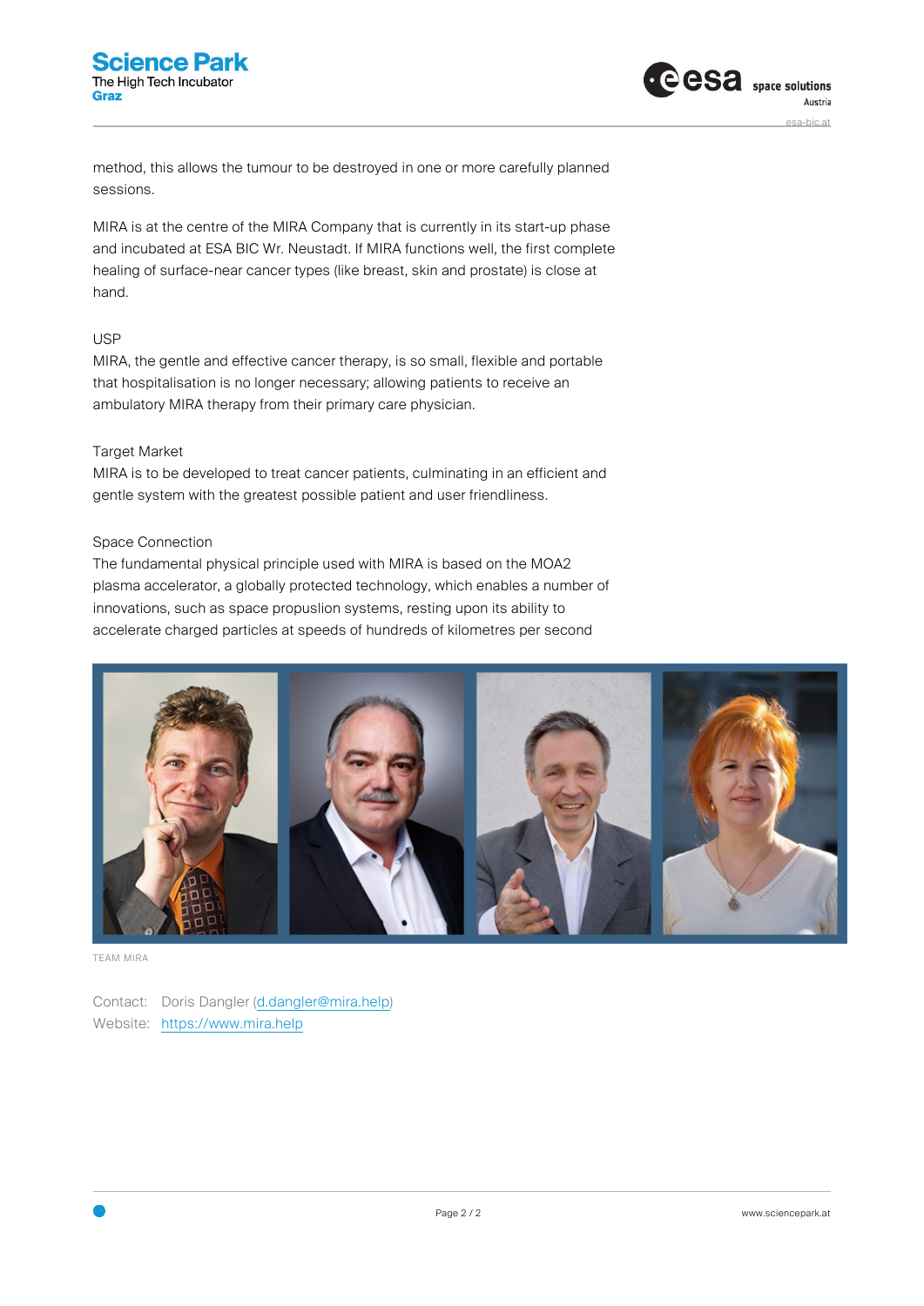method, this allows the tumour to be destroyed in one or more carefully planned sessions.

MIRA is at the centre of the MIRA Company that is currently in its start-up phase and incubated at ESA BIC Wr. Neustadt. If MIRA functions well, the first complete healing of surface-near cancer types (like breast, skin and prostate) is close at hand.

USP
MIRA, the gentle and effective cancer therapy, is so small, flexible and portable that hospitalisation is no longer necessary; allowing patients to receive an ambulatory MIRA therapy from their primary care physician.

Target Market
MIRA is to be developed to treat cancer patients, culminating in an efficient and gentle system with the greatest possible patient and user friendliness.

Space Connection
The fundamental physical principle used with MIRA is based on the MOA2 plasma accelerator, a globally protected technology, which enables a number of innovations, such as space propulsion systems, resting upon its ability to accelerate charged particles at speeds of hundreds of kilometres per second

TEAM MIRA

Contact: Doris Dangler (d.dangler@mira.help)
Website: https://www.mira.help